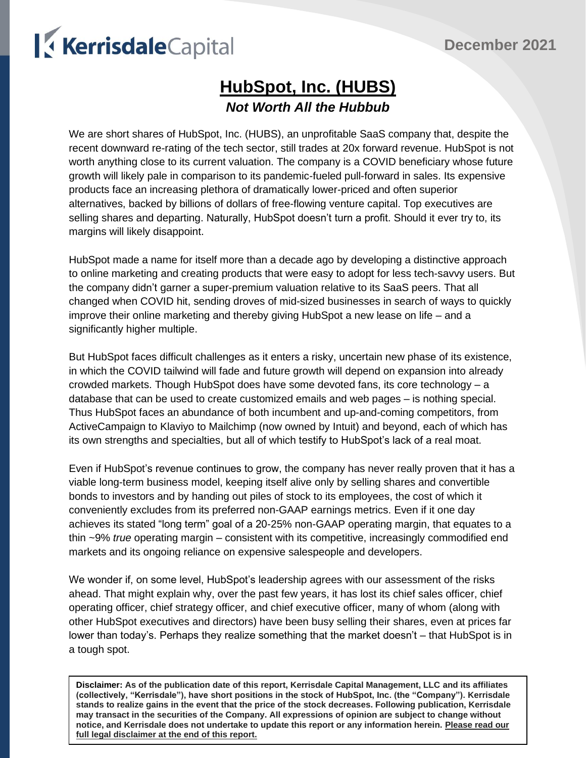KerrisdaleCapital

December 2021

# HubSpot, Inc. (HUBS)

## *Not Worth All the Hubbub*

We are short shares of HubSpot, Inc. (HUBS), an unprofitable SaaS company that, despite the recent downward re-rating of the tech sector, still trades at 20x forward revenue. HubSpot is not worth anything close to its current valuation. The company is a COVID beneficiary whose future growth will likely pale in comparison to its pandemic-fueled pull-forward in sales. Its expensive products face an increasing plethora of dramatically lower-priced and often superior alternatives, backed by billions of dollars of free-flowing venture capital. Top executives are selling shares and departing. Naturally, HubSpot doesn't turn a profit. Should it ever try to, its margins will likely disappoint.

HubSpot made a name for itself more than a decade ago by developing a distinctive approach to online marketing and creating products that were easy to adopt for less tech-savvy users. But the company didn't garner a super-premium valuation relative to its SaaS peers. That all changed when COVID hit, sending droves of mid-sized businesses in search of ways to quickly improve their online marketing and thereby giving HubSpot a new lease on life – and a significantly higher multiple.

But HubSpot faces difficult challenges as it enters a risky, uncertain new phase of its existence, in which the COVID tailwind will fade and future growth will depend on expansion into already crowded markets. Though HubSpot does have some devoted fans, its core technology – a database that can be used to create customized emails and web pages – is nothing special. Thus HubSpot faces an abundance of both incumbent and up-and-coming competitors, from ActiveCampaign to Klaviyo to Mailchimp (now owned by Intuit) and beyond, each of which has its own strengths and specialties, but all of which testify to HubSpot's lack of a real moat.

Even if HubSpot's revenue continues to grow, the company has never really proven that it has a viable long-term business model, keeping itself alive only by selling shares and convertible bonds to investors and by handing out piles of stock to its employees, the cost of which it conveniently excludes from its preferred non-GAAP earnings metrics. Even if it one day achieves its stated "long term" goal of a 20-25% non-GAAP operating margin, that equates to a thin ~9% *true* operating margin – consistent with its competitive, increasingly commodified end markets and its ongoing reliance on expensive salespeople and developers.

We wonder if, on some level, HubSpot's leadership agrees with our assessment of the risks ahead. That might explain why, over the past few years, it has lost its chief sales officer, chief operating officer, chief strategy officer, and chief executive officer, many of whom (along with other HubSpot executives and directors) have been busy selling their shares, even at prices far lower than today's. Perhaps they realize something that the market doesn't – that HubSpot is in a tough spot.

**Disclaimer: As of the publication date of this report, Kerrisdale Capital Management, LLC and its affiliates (collectively, "Kerrisdale"), have short positions in the stock of HubSpot, Inc. (the "Company"). Kerrisdale stands to realize gains in the event that the price of the stock decreases. Following publication, Kerrisdale may transact in the securities of the Company. All expressions of opinion are subject to change without notice, and Kerrisdale does not undertake to update this report or any information herein. Please read our full legal disclaimer at the end of this report.**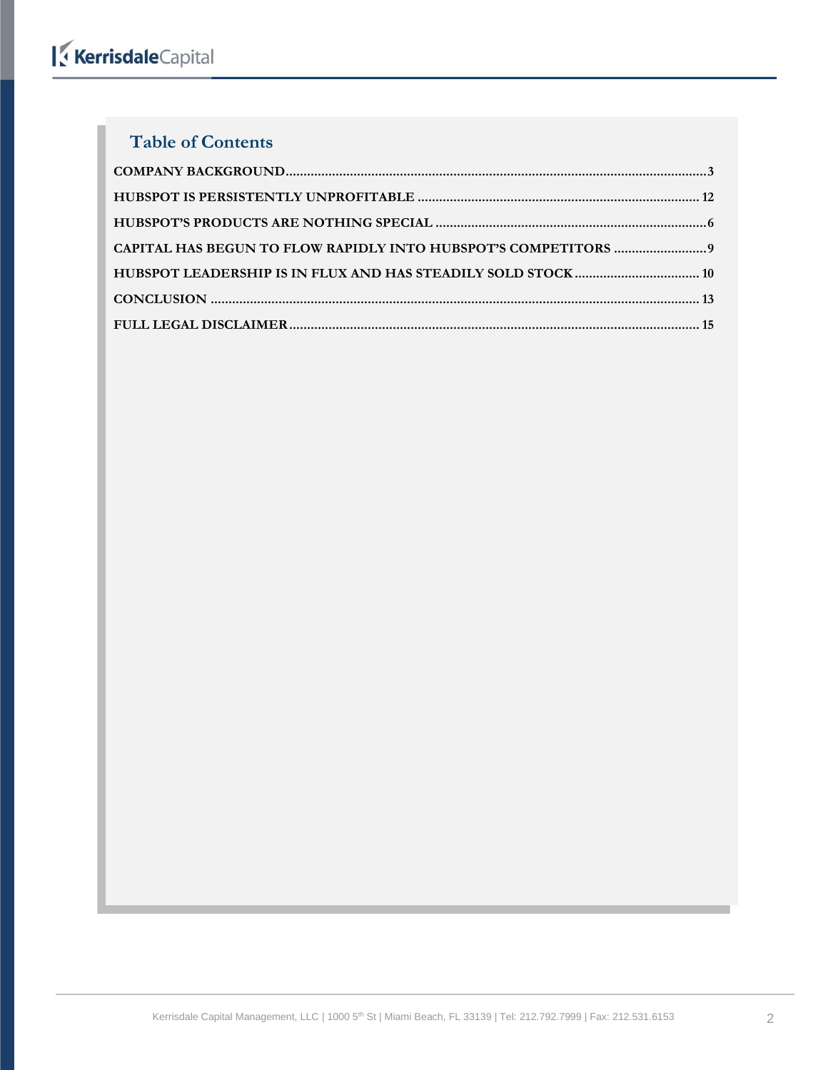## Table of Contents

COMPANY BACKGROUND .......... 3

HUBSPOT IS PERSISTENTLY UNPROFITABLE .......... 12

HUBSPOT'S PRODUCTS ARE NOTHING SPECIAL .......... 6

CAPITAL HAS BEGUN TO FLOW RAPIDLY INTO HUBSPOT'S COMPETITORS .......... 9

HUBSPOT LEADERSHIP IS IN FLUX AND HAS STEADILY SOLD STOCK .......... 10

CONCLUSION .......... 13

FULL LEGAL DISCLAIMER .......... 15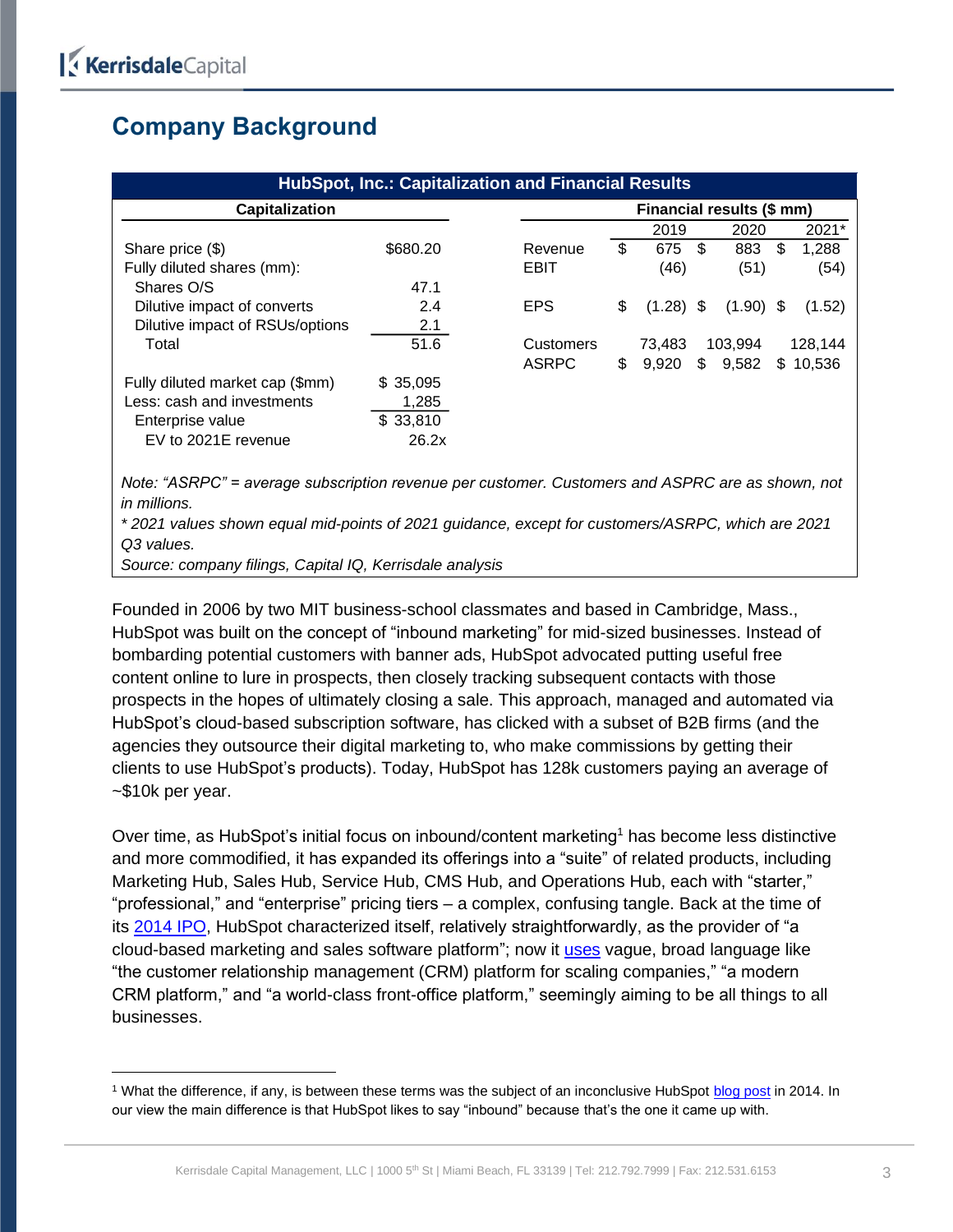## Company Background

**HubSpot, Inc.: Capitalization and Financial Results**

| Capitalization | | | Financial results ($ mm) | | | |
|---|---|---|---|---|---|---|
| | | | | 2019 | 2020 | 2021* |
| Share price ($) | $680.20 | | Revenue | $ 675 | $ 883 | $ 1,288 |
| Fully diluted shares (mm): | | | EBIT | (46) | (51) | (54) |
| Shares O/S | 47.1 | | | | | |
| Dilutive impact of converts | 2.4 | | EPS | $ (1.28) | $ (1.90) | $ (1.52) |
| Dilutive impact of RSUs/options | 2.1 | | | | | |
| Total | 51.6 | | Customers | 73,483 | 103,994 | 128,144 |
| | | | ASRPC | $ 9,920 | $ 9,582 | $ 10,536 |
| Fully diluted market cap ($mm) | $ 35,095 | | | | | |
| Less: cash and investments | 1,285 | | | | | |
| Enterprise value | $ 33,810 | | | | | |
| EV to 2021E revenue | 26.2x | | | | | |

*Note: "ASRPC" = average subscription revenue per customer. Customers and ASPRC are as shown, not in millions.*
*\* 2021 values shown equal mid-points of 2021 guidance, except for customers/ASRPC, which are 2021 Q3 values.*
*Source: company filings, Capital IQ, Kerrisdale analysis*

Founded in 2006 by two MIT business-school classmates and based in Cambridge, Mass., HubSpot was built on the concept of "inbound marketing" for mid-sized businesses. Instead of bombarding potential customers with banner ads, HubSpot advocated putting useful free content online to lure in prospects, then closely tracking subsequent contacts with those prospects in the hopes of ultimately closing a sale. This approach, managed and automated via HubSpot's cloud-based subscription software, has clicked with a subset of B2B firms (and the agencies they outsource their digital marketing to, who make commissions by getting their clients to use HubSpot's products). Today, HubSpot has 128k customers paying an average of ~$10k per year.

Over time, as HubSpot's initial focus on inbound/content marketing[1] has become less distinctive and more commodified, it has expanded its offerings into a "suite" of related products, including Marketing Hub, Sales Hub, Service Hub, CMS Hub, and Operations Hub, each with "starter," "professional," and "enterprise" pricing tiers – a complex, confusing tangle. Back at the time of its 2014 IPO, HubSpot characterized itself, relatively straightforwardly, as the provider of "a cloud-based marketing and sales software platform"; now it uses vague, broad language like "the customer relationship management (CRM) platform for scaling companies," "a modern CRM platform," and "a world-class front-office platform," seemingly aiming to be all things to all businesses.

[1] What the difference, if any, is between these terms was the subject of an inconclusive HubSpot blog post in 2014. In our view the main difference is that HubSpot likes to say "inbound" because that's the one it came up with.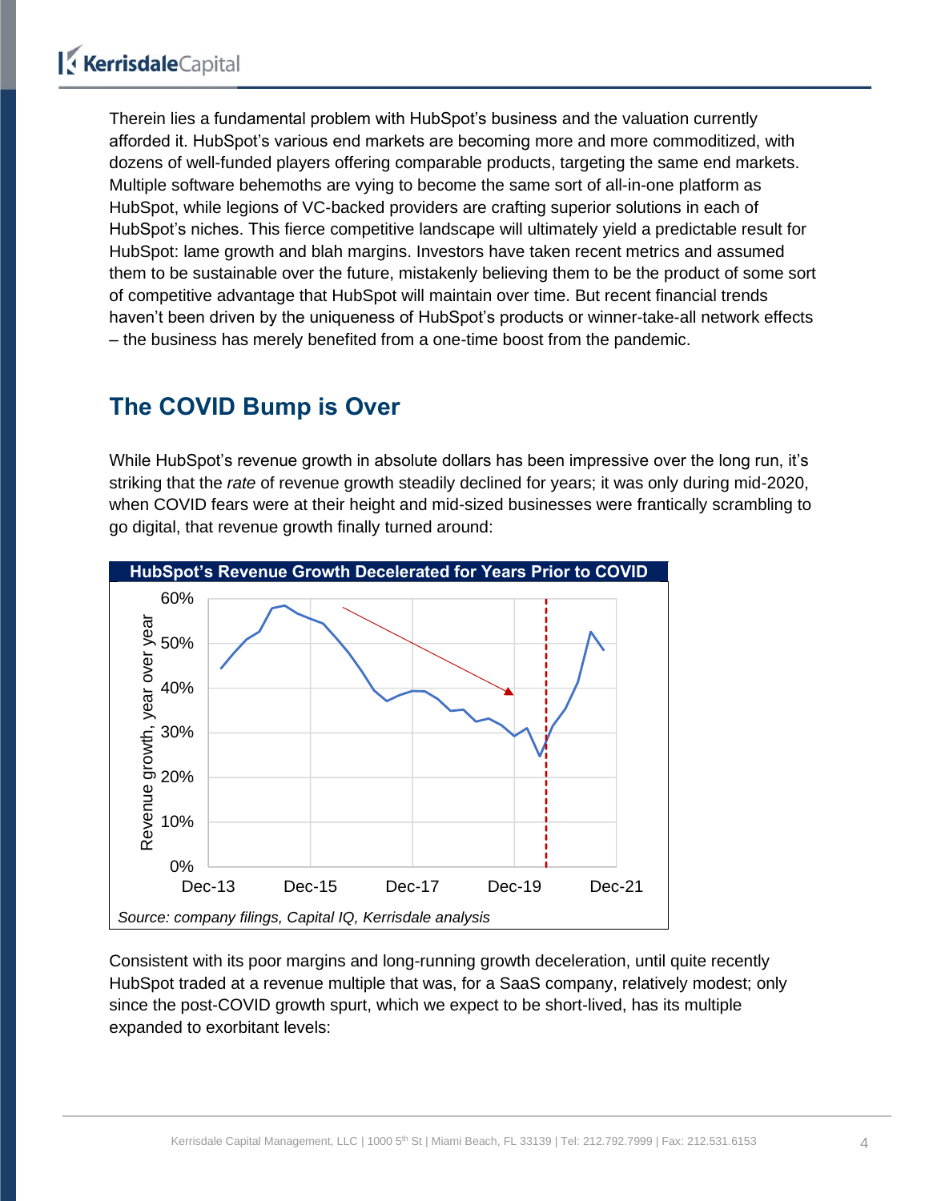Therein lies a fundamental problem with HubSpot's business and the valuation currently afforded it. HubSpot's various end markets are becoming more and more commoditized, with dozens of well-funded players offering comparable products, targeting the same end markets. Multiple software behemoths are vying to become the same sort of all-in-one platform as HubSpot, while legions of VC-backed providers are crafting superior solutions in each of HubSpot's niches. This fierce competitive landscape will ultimately yield a predictable result for HubSpot: lame growth and blah margins. Investors have taken recent metrics and assumed them to be sustainable over the future, mistakenly believing them to be the product of some sort of competitive advantage that HubSpot will maintain over time. But recent financial trends haven't been driven by the uniqueness of HubSpot's products or winner-take-all network effects – the business has merely benefited from a one-time boost from the pandemic.

## The COVID Bump is Over

While HubSpot's revenue growth in absolute dollars has been impressive over the long run, it's striking that the *rate* of revenue growth steadily declined for years; it was only during mid-2020, when COVID fears were at their height and mid-sized businesses were frantically scrambling to go digital, that revenue growth finally turned around:

**HubSpot's Revenue Growth Decelerated for Years Prior to COVID**

*Source: company filings, Capital IQ, Kerrisdale analysis*

Consistent with its poor margins and long-running growth deceleration, until quite recently HubSpot traded at a revenue multiple that was, for a SaaS company, relatively modest; only since the post-COVID growth spurt, which we expect to be short-lived, has its multiple expanded to exorbitant levels: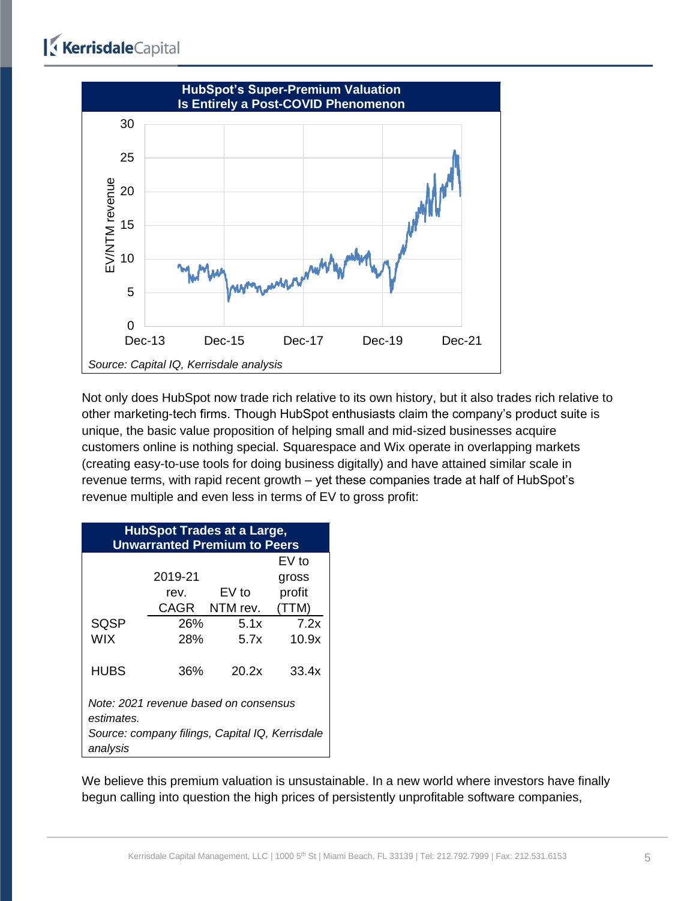**HubSpot's Super-Premium Valuation Is Entirely a Post-COVID Phenomenon**

*Source: Capital IQ, Kerrisdale analysis*

Not only does HubSpot now trade rich relative to its own history, but it also trades rich relative to other marketing-tech firms. Though HubSpot enthusiasts claim the company's product suite is unique, the basic value proposition of helping small and mid-sized businesses acquire customers online is nothing special. Squarespace and Wix operate in overlapping markets (creating easy-to-use tools for doing business digitally) and have attained similar scale in revenue terms, with rapid recent growth – yet these companies trade at half of HubSpot's revenue multiple and even less in terms of EV to gross profit:

**HubSpot Trades at a Large, Unwarranted Premium to Peers**

| | 2019-21 rev. CAGR | EV to NTM rev. | EV to gross profit (TTM) |
|---|---|---|---|
| SQSP | 26% | 5.1x | 7.2x |
| WIX | 28% | 5.7x | 10.9x |
| HUBS | 36% | 20.2x | 33.4x |

*Note: 2021 revenue based on consensus estimates.*
*Source: company filings, Capital IQ, Kerrisdale analysis*

We believe this premium valuation is unsustainable. In a new world where investors have finally begun calling into question the high prices of persistently unprofitable software companies,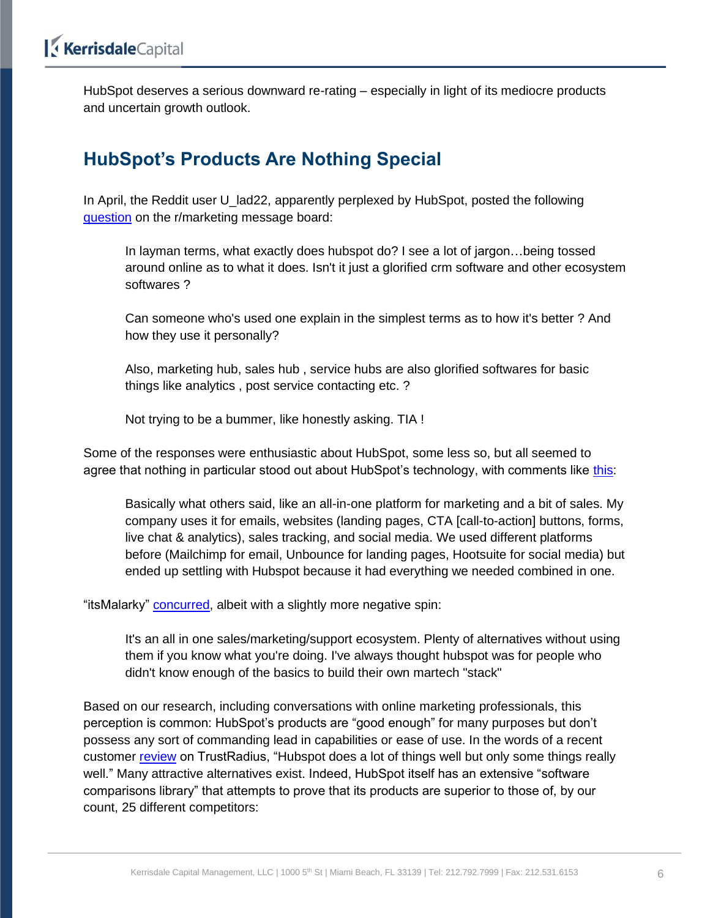HubSpot deserves a serious downward re-rating – especially in light of its mediocre products and uncertain growth outlook.

## HubSpot's Products Are Nothing Special

In April, the Reddit user U_lad22, apparently perplexed by HubSpot, posted the following question on the r/marketing message board:

> In layman terms, what exactly does hubspot do? I see a lot of jargon…being tossed around online as to what it does. Isn't it just a glorified crm software and other ecosystem softwares ?
>
> Can someone who's used one explain in the simplest terms as to how it's better ? And how they use it personally?
>
> Also, marketing hub, sales hub , service hubs are also glorified softwares for basic things like analytics , post service contacting etc. ?
>
> Not trying to be a bummer, like honestly asking. TIA !

Some of the responses were enthusiastic about HubSpot, some less so, but all seemed to agree that nothing in particular stood out about HubSpot's technology, with comments like this:

> Basically what others said, like an all-in-one platform for marketing and a bit of sales. My company uses it for emails, websites (landing pages, CTA [call-to-action] buttons, forms, live chat & analytics), sales tracking, and social media. We used different platforms before (Mailchimp for email, Unbounce for landing pages, Hootsuite for social media) but ended up settling with Hubspot because it had everything we needed combined in one.

"itsMalarky" concurred, albeit with a slightly more negative spin:

> It's an all in one sales/marketing/support ecosystem. Plenty of alternatives without using them if you know what you're doing. I've always thought hubspot was for people who didn't know enough of the basics to build their own martech "stack"

Based on our research, including conversations with online marketing professionals, this perception is common: HubSpot's products are "good enough" for many purposes but don't possess any sort of commanding lead in capabilities or ease of use. In the words of a recent customer review on TrustRadius, "Hubspot does a lot of things well but only some things really well." Many attractive alternatives exist. Indeed, HubSpot itself has an extensive "software comparisons library" that attempts to prove that its products are superior to those of, by our count, 25 different competitors: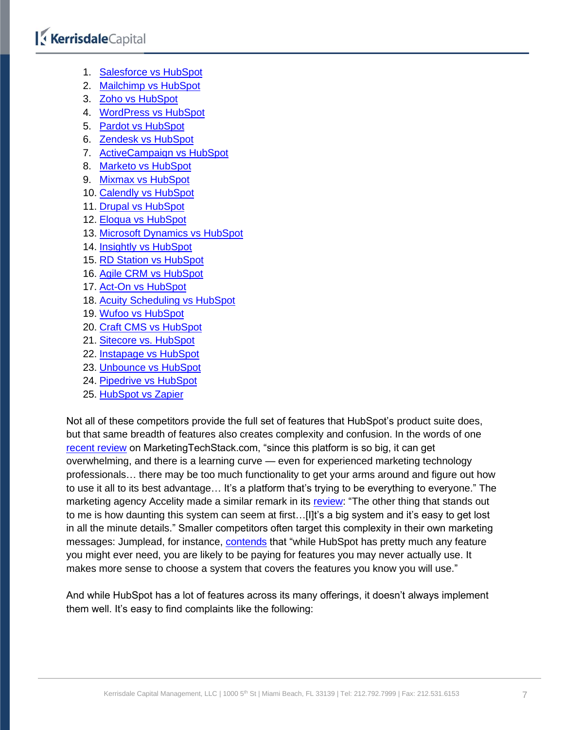1. Salesforce vs HubSpot
2. Mailchimp vs HubSpot
3. Zoho vs HubSpot
4. WordPress vs HubSpot
5. Pardot vs HubSpot
6. Zendesk vs HubSpot
7. ActiveCampaign vs HubSpot
8. Marketo vs HubSpot
9. Mixmax vs HubSpot
10. Calendly vs HubSpot
11. Drupal vs HubSpot
12. Eloqua vs HubSpot
13. Microsoft Dynamics vs HubSpot
14. Insightly vs HubSpot
15. RD Station vs HubSpot
16. Agile CRM vs HubSpot
17. Act-On vs HubSpot
18. Acuity Scheduling vs HubSpot
19. Wufoo vs HubSpot
20. Craft CMS vs HubSpot
21. Sitecore vs. HubSpot
22. Instapage vs HubSpot
23. Unbounce vs HubSpot
24. Pipedrive vs HubSpot
25. HubSpot vs Zapier

Not all of these competitors provide the full set of features that HubSpot's product suite does, but that same breadth of features also creates complexity and confusion. In the words of one recent review on MarketingTechStack.com, "since this platform is so big, it can get overwhelming, and there is a learning curve — even for experienced marketing technology professionals… there may be too much functionality to get your arms around and figure out how to use it all to its best advantage… It's a platform that's trying to be everything to everyone." The marketing agency Accelity made a similar remark in its review: "The other thing that stands out to me is how daunting this system can seem at first…[I]t's a big system and it's easy to get lost in all the minute details." Smaller competitors often target this complexity in their own marketing messages: Jumplead, for instance, contends that "while HubSpot has pretty much any feature you might ever need, you are likely to be paying for features you may never actually use. It makes more sense to choose a system that covers the features you know you will use."

And while HubSpot has a lot of features across its many offerings, it doesn't always implement them well. It's easy to find complaints like the following: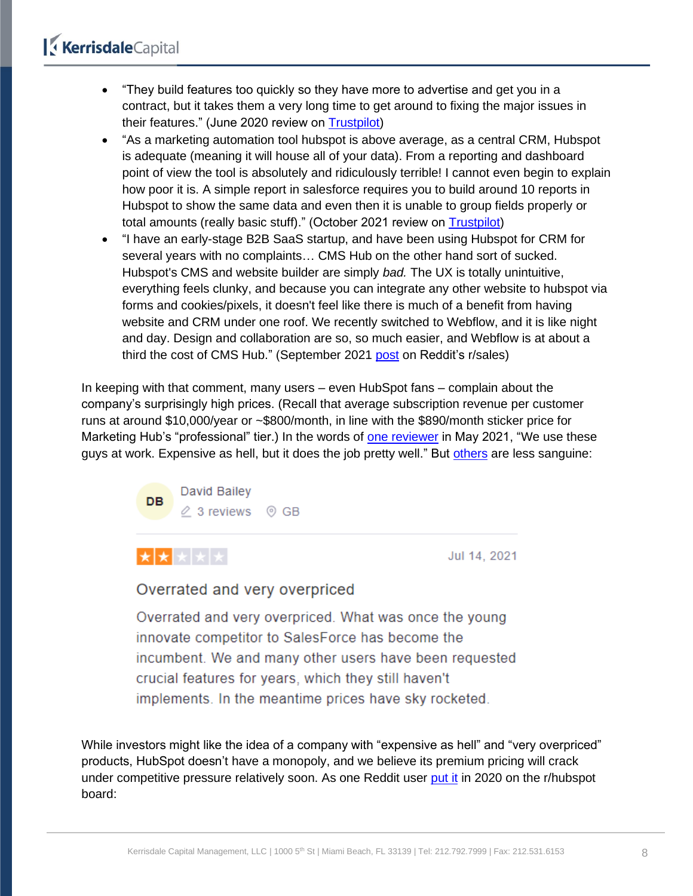- "They build features too quickly so they have more to advertise and get you in a contract, but it takes them a very long time to get around to fixing the major issues in their features." (June 2020 review on Trustpilot)
- "As a marketing automation tool hubspot is above average, as a central CRM, Hubspot is adequate (meaning it will house all of your data). From a reporting and dashboard point of view the tool is absolutely and ridiculously terrible! I cannot even begin to explain how poor it is. A simple report in salesforce requires you to build around 10 reports in Hubspot to show the same data and even then it is unable to group fields properly or total amounts (really basic stuff)." (October 2021 review on Trustpilot)
- "I have an early-stage B2B SaaS startup, and have been using Hubspot for CRM for several years with no complaints… CMS Hub on the other hand sort of sucked. Hubspot's CMS and website builder are simply *bad.* The UX is totally unintuitive, everything feels clunky, and because you can integrate any other website to hubspot via forms and cookies/pixels, it doesn't feel like there is much of a benefit from having website and CRM under one roof. We recently switched to Webflow, and it is like night and day. Design and collaboration are so, so much easier, and Webflow is at about a third the cost of CMS Hub." (September 2021 post on Reddit's r/sales)

In keeping with that comment, many users – even HubSpot fans – complain about the company's surprisingly high prices. (Recall that average subscription revenue per customer runs at around $10,000/year or ~$800/month, in line with the $890/month sticker price for Marketing Hub's "professional" tier.) In the words of one reviewer in May 2021, "We use these guys at work. Expensive as hell, but it does the job pretty well." But others are less sanguine:

> DB David Bailey
> 3 reviews GB
>
> ★★☆☆☆ Jul 14, 2021
>
> Overrated and very overpriced
>
> Overrated and very overpriced. What was once the young innovate competitor to SalesForce has become the incumbent. We and many other users have been requested crucial features for years, which they still haven't implements. In the meantime prices have sky rocketed.

While investors might like the idea of a company with "expensive as hell" and "very overpriced" products, HubSpot doesn't have a monopoly, and we believe its premium pricing will crack under competitive pressure relatively soon. As one Reddit user put it in 2020 on the r/hubspot board: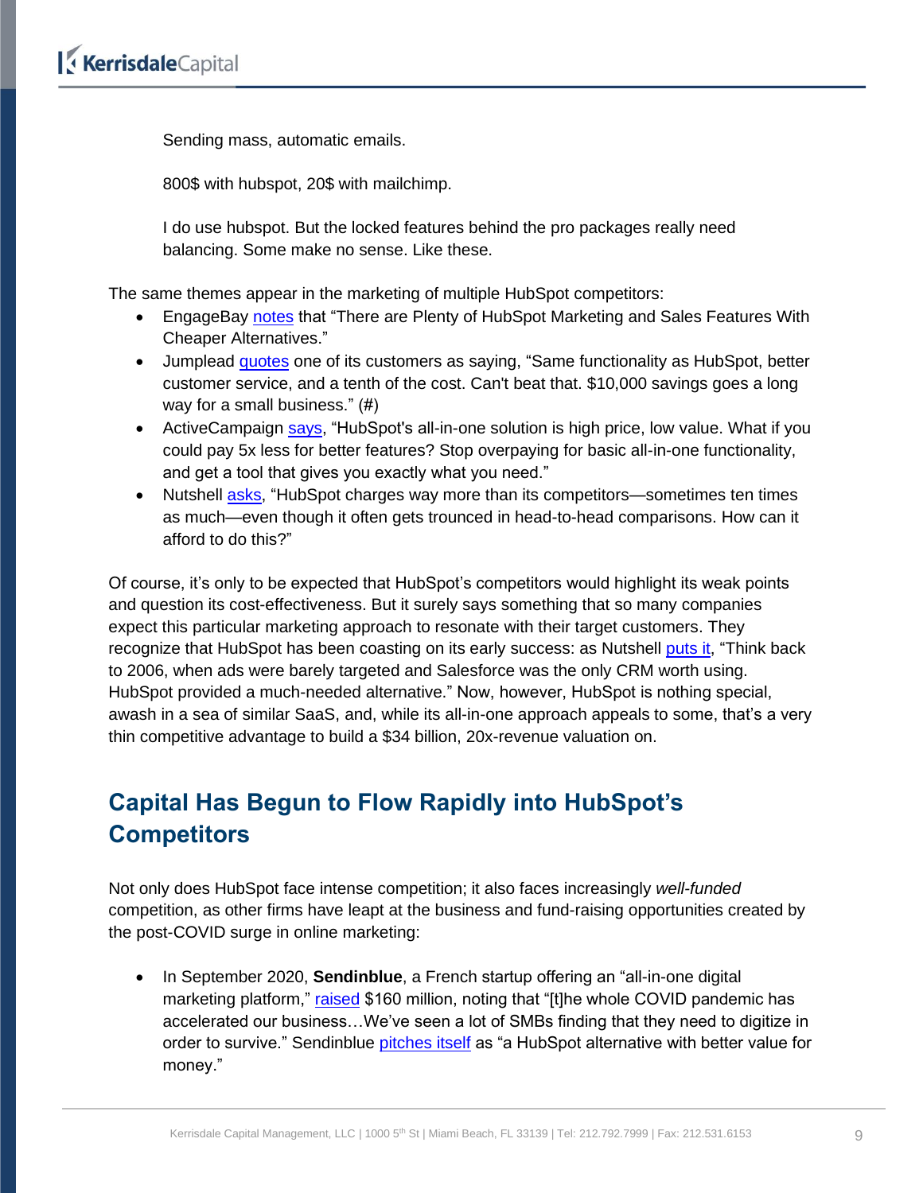> Sending mass, automatic emails.
>
> 800$ with hubspot, 20$ with mailchimp.
>
> I do use hubspot. But the locked features behind the pro packages really need balancing. Some make no sense. Like these.

The same themes appear in the marketing of multiple HubSpot competitors:

- EngageBay notes that "There are Plenty of HubSpot Marketing and Sales Features With Cheaper Alternatives."
- Jumplead quotes one of its customers as saying, "Same functionality as HubSpot, better customer service, and a tenth of the cost. Can't beat that. $10,000 savings goes a long way for a small business." (#)
- ActiveCampaign says, "HubSpot's all-in-one solution is high price, low value. What if you could pay 5x less for better features? Stop overpaying for basic all-in-one functionality, and get a tool that gives you exactly what you need."
- Nutshell asks, "HubSpot charges way more than its competitors—sometimes ten times as much—even though it often gets trounced in head-to-head comparisons. How can it afford to do this?"

Of course, it's only to be expected that HubSpot's competitors would highlight its weak points and question its cost-effectiveness. But it surely says something that so many companies expect this particular marketing approach to resonate with their target customers. They recognize that HubSpot has been coasting on its early success: as Nutshell puts it, "Think back to 2006, when ads were barely targeted and Salesforce was the only CRM worth using. HubSpot provided a much-needed alternative." Now, however, HubSpot is nothing special, awash in a sea of similar SaaS, and, while its all-in-one approach appeals to some, that's a very thin competitive advantage to build a $34 billion, 20x-revenue valuation on.

## Capital Has Begun to Flow Rapidly into HubSpot's Competitors

Not only does HubSpot face intense competition; it also faces increasingly *well-funded* competition, as other firms have leapt at the business and fund-raising opportunities created by the post-COVID surge in online marketing:

- In September 2020, **Sendinblue**, a French startup offering an "all-in-one digital marketing platform," raised $160 million, noting that "[t]he whole COVID pandemic has accelerated our business…We've seen a lot of SMBs finding that they need to digitize in order to survive." Sendinblue pitches itself as "a HubSpot alternative with better value for money."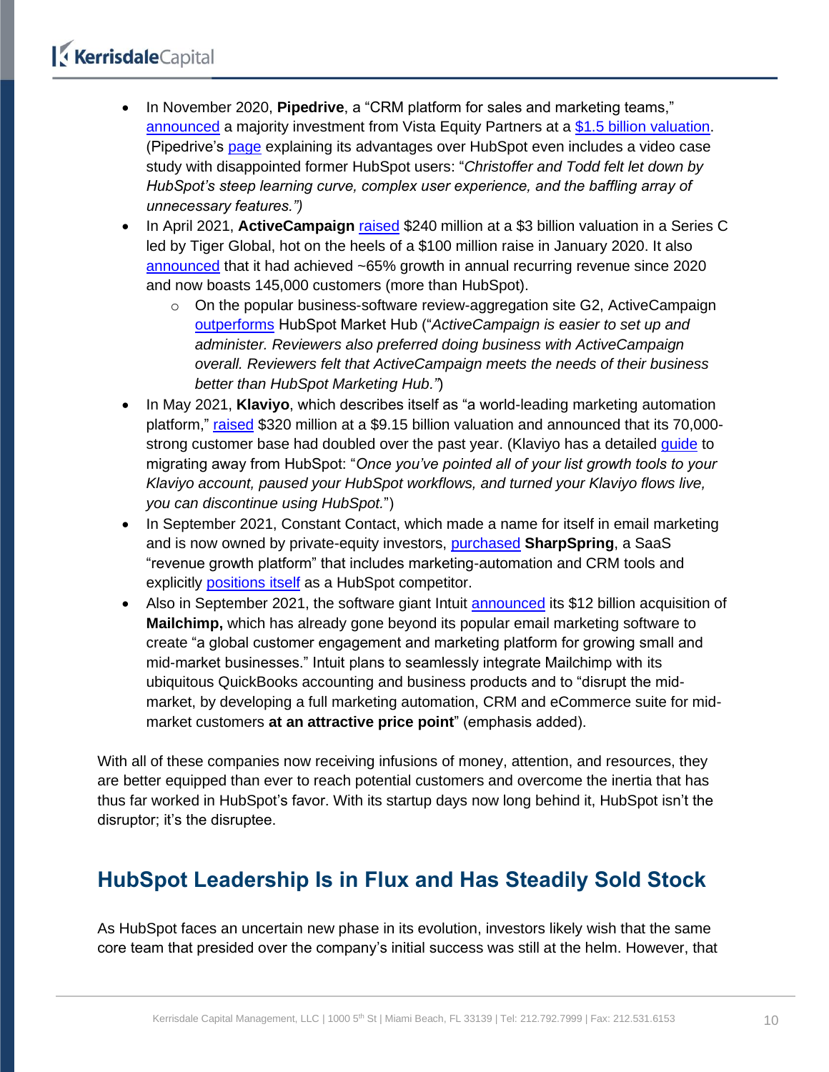- In November 2020, **Pipedrive**, a "CRM platform for sales and marketing teams," announced a majority investment from Vista Equity Partners at a $1.5 billion valuation. (Pipedrive's page explaining its advantages over HubSpot even includes a video case study with disappointed former HubSpot users: "*Christoffer and Todd felt let down by HubSpot's steep learning curve, complex user experience, and the baffling array of unnecessary features.")*
- In April 2021, **ActiveCampaign** raised $240 million at a $3 billion valuation in a Series C led by Tiger Global, hot on the heels of a $100 million raise in January 2020. It also announced that it had achieved ~65% growth in annual recurring revenue since 2020 and now boasts 145,000 customers (more than HubSpot).
  - On the popular business-software review-aggregation site G2, ActiveCampaign outperforms HubSpot Market Hub ("*ActiveCampaign is easier to set up and administer. Reviewers also preferred doing business with ActiveCampaign overall. Reviewers felt that ActiveCampaign meets the needs of their business better than HubSpot Marketing Hub."*)
- In May 2021, **Klaviyo**, which describes itself as "a world-leading marketing automation platform," raised $320 million at a $9.15 billion valuation and announced that its 70,000-strong customer base had doubled over the past year. (Klaviyo has a detailed guide to migrating away from HubSpot: "*Once you've pointed all of your list growth tools to your Klaviyo account, paused your HubSpot workflows, and turned your Klaviyo flows live, you can discontinue using HubSpot.*")
- In September 2021, Constant Contact, which made a name for itself in email marketing and is now owned by private-equity investors, purchased **SharpSpring**, a SaaS "revenue growth platform" that includes marketing-automation and CRM tools and explicitly positions itself as a HubSpot competitor.
- Also in September 2021, the software giant Intuit announced its $12 billion acquisition of **Mailchimp,** which has already gone beyond its popular email marketing software to create "a global customer engagement and marketing platform for growing small and mid-market businesses." Intuit plans to seamlessly integrate Mailchimp with its ubiquitous QuickBooks accounting and business products and to "disrupt the mid-market, by developing a full marketing automation, CRM and eCommerce suite for mid-market customers **at an attractive price point**" (emphasis added).

With all of these companies now receiving infusions of money, attention, and resources, they are better equipped than ever to reach potential customers and overcome the inertia that has thus far worked in HubSpot's favor. With its startup days now long behind it, HubSpot isn't the disruptor; it's the disruptee.

## HubSpot Leadership Is in Flux and Has Steadily Sold Stock

As HubSpot faces an uncertain new phase in its evolution, investors likely wish that the same core team that presided over the company's initial success was still at the helm. However, that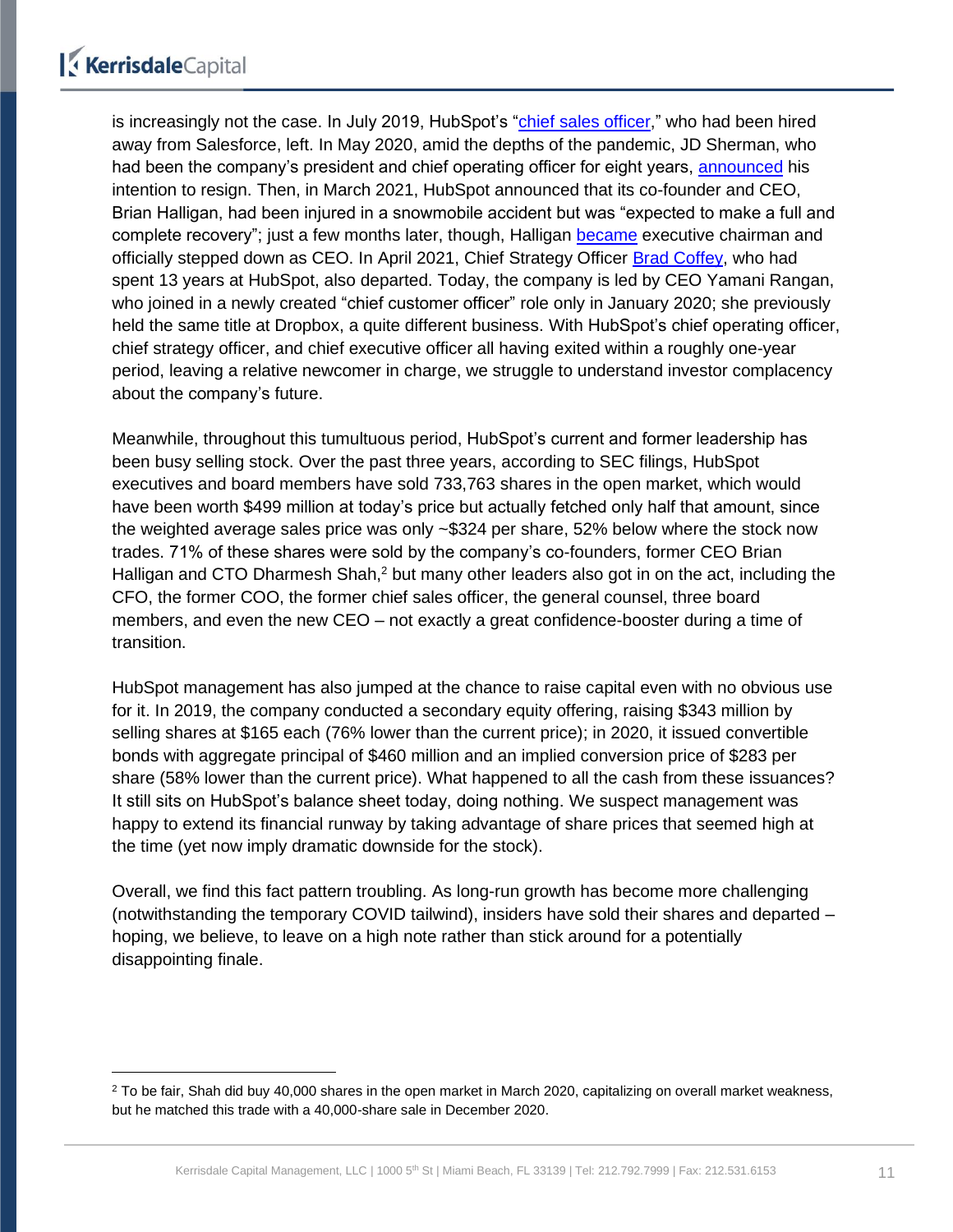is increasingly not the case. In July 2019, HubSpot's "chief sales officer," who had been hired away from Salesforce, left. In May 2020, amid the depths of the pandemic, JD Sherman, who had been the company's president and chief operating officer for eight years, announced his intention to resign. Then, in March 2021, HubSpot announced that its co-founder and CEO, Brian Halligan, had been injured in a snowmobile accident but was "expected to make a full and complete recovery"; just a few months later, though, Halligan became executive chairman and officially stepped down as CEO. In April 2021, Chief Strategy Officer Brad Coffey, who had spent 13 years at HubSpot, also departed. Today, the company is led by CEO Yamani Rangan, who joined in a newly created "chief customer officer" role only in January 2020; she previously held the same title at Dropbox, a quite different business. With HubSpot's chief operating officer, chief strategy officer, and chief executive officer all having exited within a roughly one-year period, leaving a relative newcomer in charge, we struggle to understand investor complacency about the company's future.

Meanwhile, throughout this tumultuous period, HubSpot's current and former leadership has been busy selling stock. Over the past three years, according to SEC filings, HubSpot executives and board members have sold 733,763 shares in the open market, which would have been worth $499 million at today's price but actually fetched only half that amount, since the weighted average sales price was only ~$324 per share, 52% below where the stock now trades. 71% of these shares were sold by the company's co-founders, former CEO Brian Halligan and CTO Dharmesh Shah,[2] but many other leaders also got in on the act, including the CFO, the former COO, the former chief sales officer, the general counsel, three board members, and even the new CEO – not exactly a great confidence-booster during a time of transition.

HubSpot management has also jumped at the chance to raise capital even with no obvious use for it. In 2019, the company conducted a secondary equity offering, raising $343 million by selling shares at $165 each (76% lower than the current price); in 2020, it issued convertible bonds with aggregate principal of $460 million and an implied conversion price of $283 per share (58% lower than the current price). What happened to all the cash from these issuances? It still sits on HubSpot's balance sheet today, doing nothing. We suspect management was happy to extend its financial runway by taking advantage of share prices that seemed high at the time (yet now imply dramatic downside for the stock).

Overall, we find this fact pattern troubling. As long-run growth has become more challenging (notwithstanding the temporary COVID tailwind), insiders have sold their shares and departed – hoping, we believe, to leave on a high note rather than stick around for a potentially disappointing finale.

---

[2] To be fair, Shah did buy 40,000 shares in the open market in March 2020, capitalizing on overall market weakness, but he matched this trade with a 40,000-share sale in December 2020.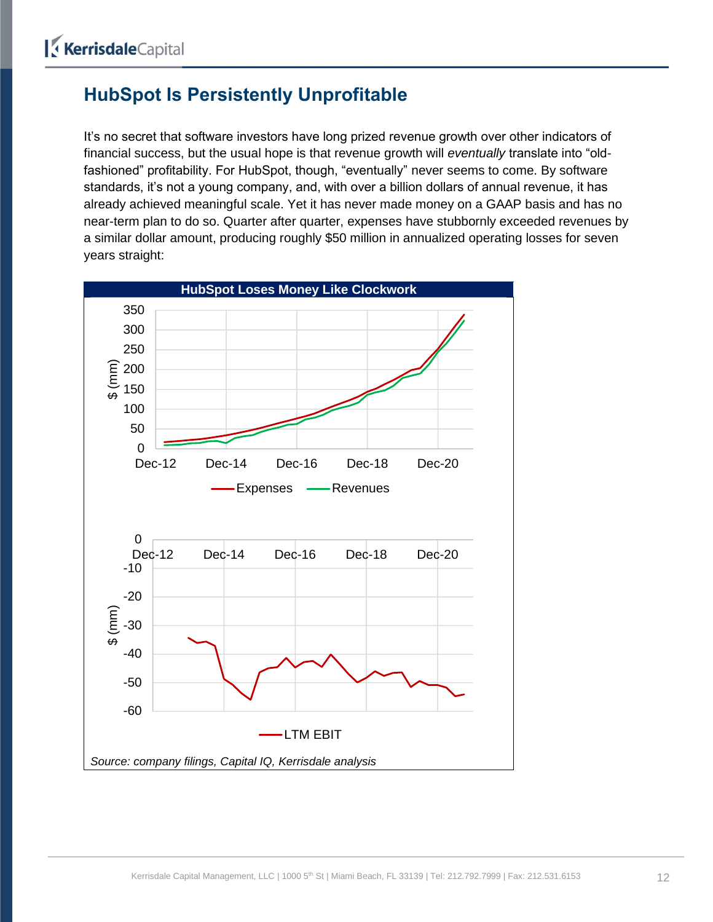## HubSpot Is Persistently Unprofitable

It's no secret that software investors have long prized revenue growth over other indicators of financial success, but the usual hope is that revenue growth will *eventually* translate into "old-fashioned" profitability. For HubSpot, though, "eventually" never seems to come. By software standards, it's not a young company, and, with over a billion dollars of annual revenue, it has already achieved meaningful scale. Yet it has never made money on a GAAP basis and has no near-term plan to do so. Quarter after quarter, expenses have stubbornly exceeded revenues by a similar dollar amount, producing roughly $50 million in annualized operating losses for seven years straight:

**HubSpot Loses Money Like Clockwork**

*Source: company filings, Capital IQ, Kerrisdale analysis*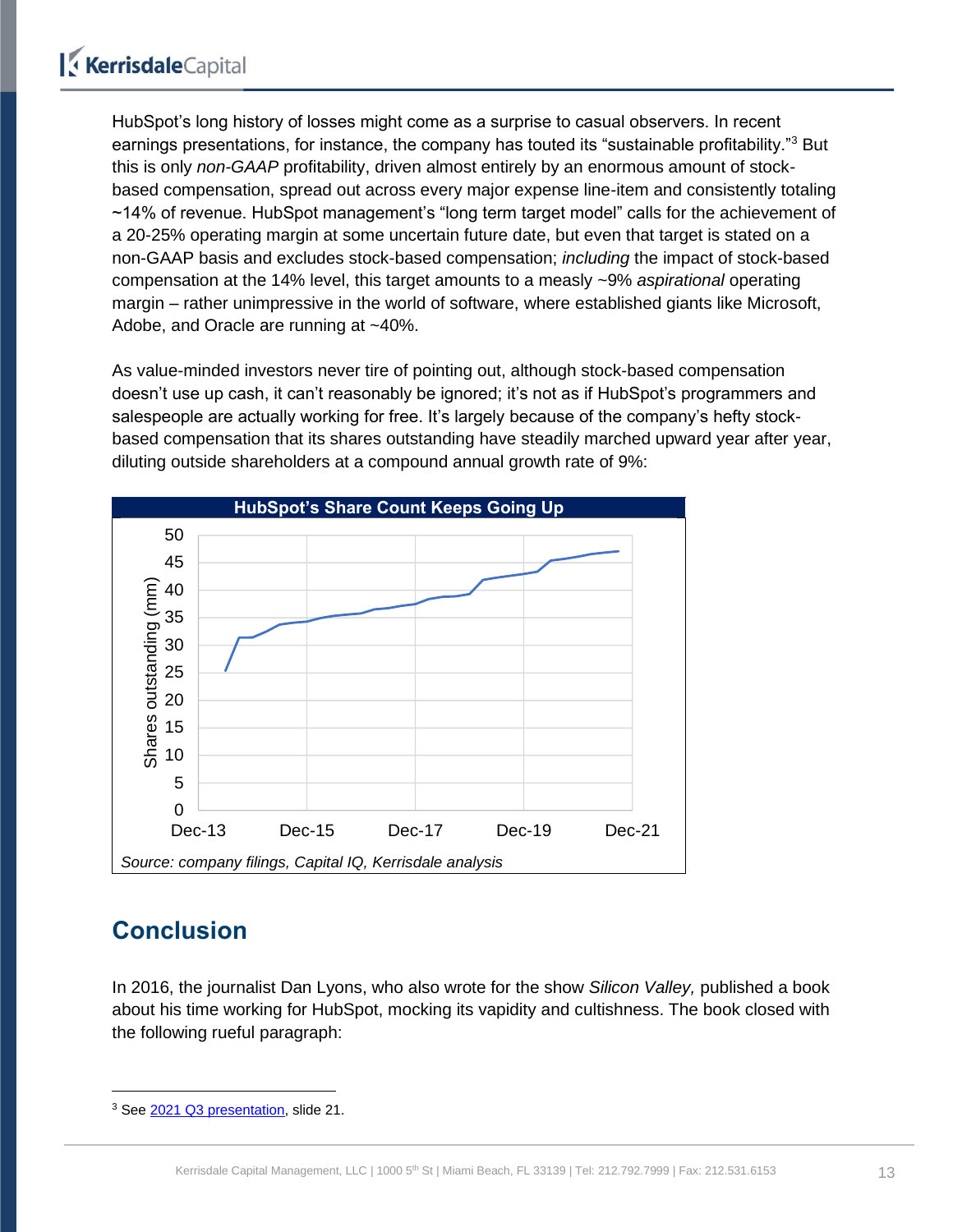HubSpot's long history of losses might come as a surprise to casual observers. In recent earnings presentations, for instance, the company has touted its "sustainable profitability."[3] But this is only *non-GAAP* profitability, driven almost entirely by an enormous amount of stock-based compensation, spread out across every major expense line-item and consistently totaling ~14% of revenue. HubSpot management's "long term target model" calls for the achievement of a 20-25% operating margin at some uncertain future date, but even that target is stated on a non-GAAP basis and excludes stock-based compensation; *including* the impact of stock-based compensation at the 14% level, this target amounts to a measly ~9% *aspirational* operating margin – rather unimpressive in the world of software, where established giants like Microsoft, Adobe, and Oracle are running at ~40%.

As value-minded investors never tire of pointing out, although stock-based compensation doesn't use up cash, it can't reasonably be ignored; it's not as if HubSpot's programmers and salespeople are actually working for free. It's largely because of the company's hefty stock-based compensation that its shares outstanding have steadily marched upward year after year, diluting outside shareholders at a compound annual growth rate of 9%:

**HubSpot's Share Count Keeps Going Up**

*Source: company filings, Capital IQ, Kerrisdale analysis*

## Conclusion

In 2016, the journalist Dan Lyons, who also wrote for the show *Silicon Valley,* published a book about his time working for HubSpot, mocking its vapidity and cultishness. The book closed with the following rueful paragraph:

---

[3] See 2021 Q3 presentation, slide 21.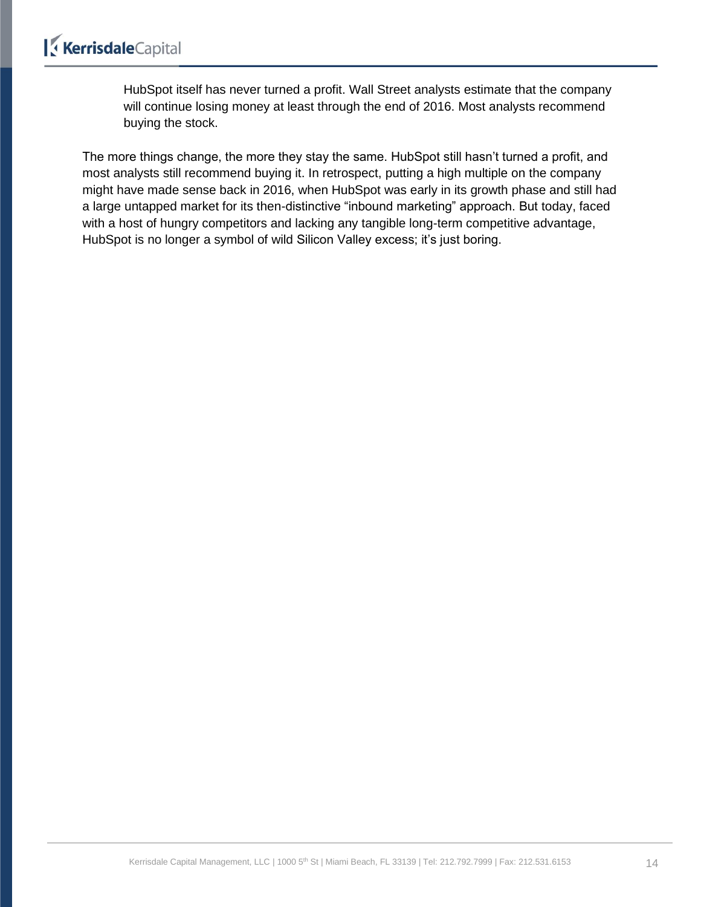> HubSpot itself has never turned a profit. Wall Street analysts estimate that the company will continue losing money at least through the end of 2016. Most analysts recommend buying the stock.

The more things change, the more they stay the same. HubSpot still hasn't turned a profit, and most analysts still recommend buying it. In retrospect, putting a high multiple on the company might have made sense back in 2016, when HubSpot was early in its growth phase and still had a large untapped market for its then-distinctive "inbound marketing" approach. But today, faced with a host of hungry competitors and lacking any tangible long-term competitive advantage, HubSpot is no longer a symbol of wild Silicon Valley excess; it's just boring.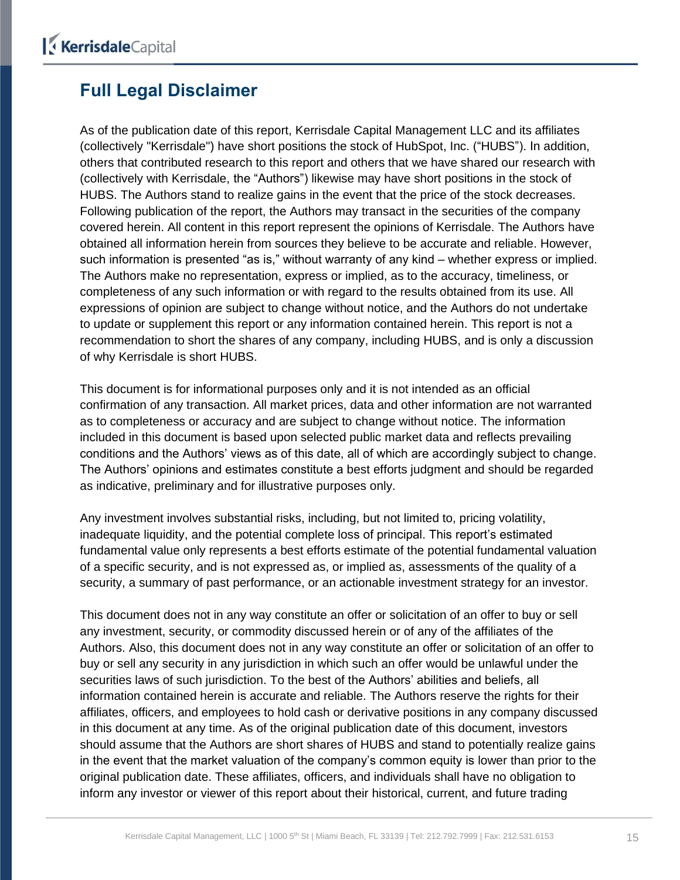## Full Legal Disclaimer

As of the publication date of this report, Kerrisdale Capital Management LLC and its affiliates (collectively "Kerrisdale") have short positions the stock of HubSpot, Inc. ("HUBS"). In addition, others that contributed research to this report and others that we have shared our research with (collectively with Kerrisdale, the "Authors") likewise may have short positions in the stock of HUBS. The Authors stand to realize gains in the event that the price of the stock decreases. Following publication of the report, the Authors may transact in the securities of the company covered herein. All content in this report represent the opinions of Kerrisdale. The Authors have obtained all information herein from sources they believe to be accurate and reliable. However, such information is presented "as is," without warranty of any kind – whether express or implied. The Authors make no representation, express or implied, as to the accuracy, timeliness, or completeness of any such information or with regard to the results obtained from its use. All expressions of opinion are subject to change without notice, and the Authors do not undertake to update or supplement this report or any information contained herein. This report is not a recommendation to short the shares of any company, including HUBS, and is only a discussion of why Kerrisdale is short HUBS.

This document is for informational purposes only and it is not intended as an official confirmation of any transaction. All market prices, data and other information are not warranted as to completeness or accuracy and are subject to change without notice. The information included in this document is based upon selected public market data and reflects prevailing conditions and the Authors' views as of this date, all of which are accordingly subject to change. The Authors' opinions and estimates constitute a best efforts judgment and should be regarded as indicative, preliminary and for illustrative purposes only.

Any investment involves substantial risks, including, but not limited to, pricing volatility, inadequate liquidity, and the potential complete loss of principal. This report's estimated fundamental value only represents a best efforts estimate of the potential fundamental valuation of a specific security, and is not expressed as, or implied as, assessments of the quality of a security, a summary of past performance, or an actionable investment strategy for an investor.

This document does not in any way constitute an offer or solicitation of an offer to buy or sell any investment, security, or commodity discussed herein or of any of the affiliates of the Authors. Also, this document does not in any way constitute an offer or solicitation of an offer to buy or sell any security in any jurisdiction in which such an offer would be unlawful under the securities laws of such jurisdiction. To the best of the Authors' abilities and beliefs, all information contained herein is accurate and reliable. The Authors reserve the rights for their affiliates, officers, and employees to hold cash or derivative positions in any company discussed in this document at any time. As of the original publication date of this document, investors should assume that the Authors are short shares of HUBS and stand to potentially realize gains in the event that the market valuation of the company's common equity is lower than prior to the original publication date. These affiliates, officers, and individuals shall have no obligation to inform any investor or viewer of this report about their historical, current, and future trading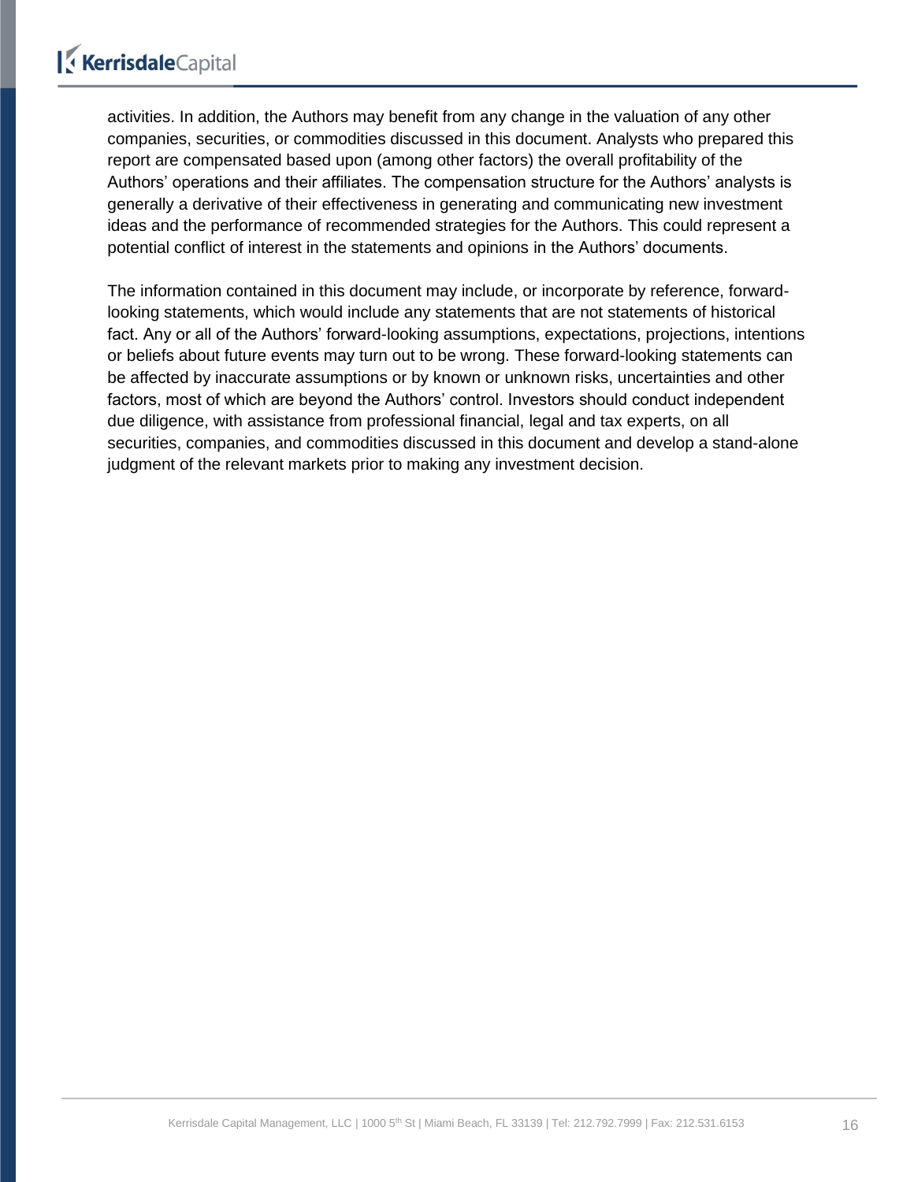activities. In addition, the Authors may benefit from any change in the valuation of any other companies, securities, or commodities discussed in this document. Analysts who prepared this report are compensated based upon (among other factors) the overall profitability of the Authors' operations and their affiliates. The compensation structure for the Authors' analysts is generally a derivative of their effectiveness in generating and communicating new investment ideas and the performance of recommended strategies for the Authors. This could represent a potential conflict of interest in the statements and opinions in the Authors' documents.

The information contained in this document may include, or incorporate by reference, forward-looking statements, which would include any statements that are not statements of historical fact. Any or all of the Authors' forward-looking assumptions, expectations, projections, intentions or beliefs about future events may turn out to be wrong. These forward-looking statements can be affected by inaccurate assumptions or by known or unknown risks, uncertainties and other factors, most of which are beyond the Authors' control. Investors should conduct independent due diligence, with assistance from professional financial, legal and tax experts, on all securities, companies, and commodities discussed in this document and develop a stand-alone judgment of the relevant markets prior to making any investment decision.